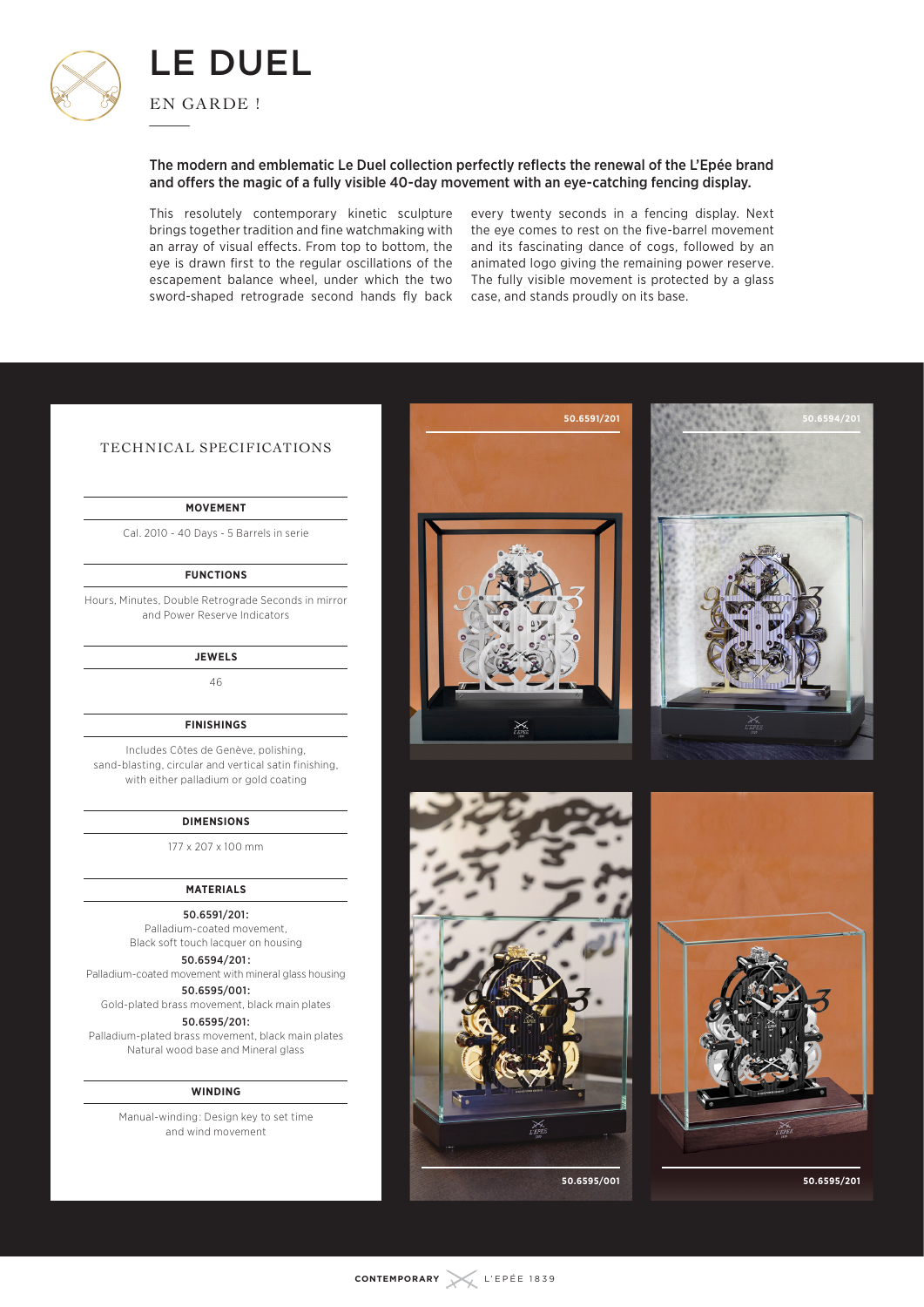# LE DUEL

EN GARDE !

**The modern and emblematic Le Duel collection perfectly reflects the renewal of the L'Epée brand and offers the magic of a fully visible 40-day movement with an eye-catching fencing display.**

This resolutely contemporary kinetic sculpture brings together tradition and fine watchmaking with an array of visual effects. From top to bottom, the eye is drawn first to the regular oscillations of the escapement balance wheel, under which the two sword-shaped retrograde second hands fly back every twenty seconds in a fencing display. Next the eye comes to rest on the five-barrel movement and its fascinating dance of cogs, followed by an animated logo giving the remaining power reserve. The fully visible movement is protected by a glass case, and stands proudly on its base.

## TECHNICAL SPECIFICATIONS

**MOVEMENT**

Cal. 2010 - 40 Days - 5 Barrels in serie

**FUNCTIONS**

Hours, Minutes, Double Retrograde Seconds in mirror and Power Reserve Indicators

**JEWELS**

46

**FINISHINGS**

Includes Côtes de Genève, polishing, sand-blasting, circular and vertical satin finishing, with either palladium or gold coating

**DIMENSIONS**

177 x 207 x 100 mm

**MATERIALS**

**50.6591/201:**
Palladium-coated movement,
Black soft touch lacquer on housing

**50.6594/201:**
Palladium-coated movement with mineral glass housing

**50.6595/001:**
Gold-plated brass movement, black main plates

**50.6595/201:**
Palladium-plated brass movement, black main plates
Natural wood base and Mineral glass

**WINDING**

Manual-winding: Design key to set time and wind movement

50.6591/201

50.6594/201

50.6595/001

50.6595/201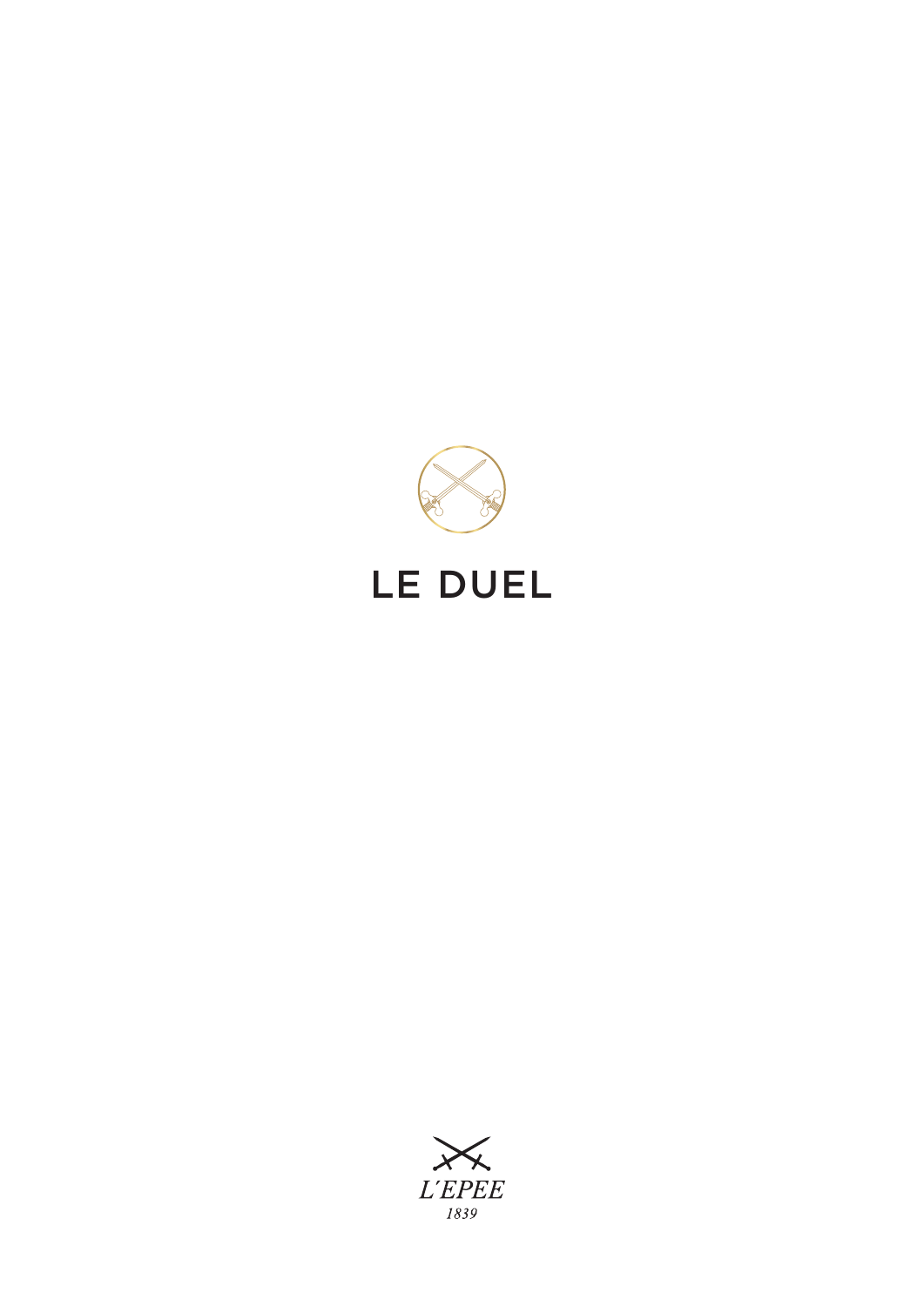# LE DUEL

L'EPEE
1839